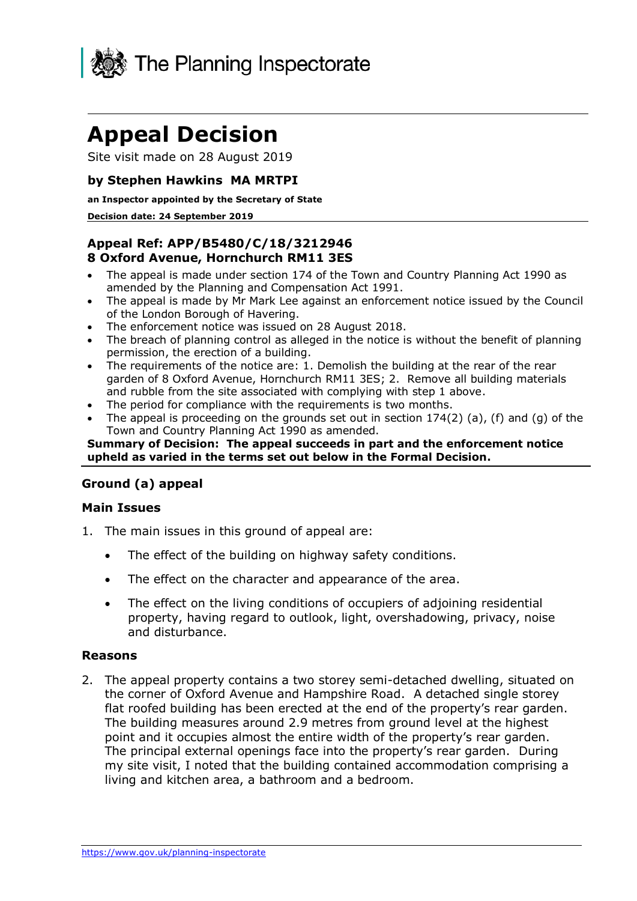The Planning Inspectorate

# Appeal Decision

Site visit made on 28 August 2019

### by Stephen Hawkins MA MRTPI

**an Inspector appointed by the Secretary of State**

**Decision date: 24 September 2019**

### Appeal Ref: APP/B5480/C/18/3212946
### 8 Oxford Avenue, Hornchurch RM11 3ES

- The appeal is made under section 174 of the Town and Country Planning Act 1990 as amended by the Planning and Compensation Act 1991.
- The appeal is made by Mr Mark Lee against an enforcement notice issued by the Council of the London Borough of Havering.
- The enforcement notice was issued on 28 August 2018.
- The breach of planning control as alleged in the notice is without the benefit of planning permission, the erection of a building.
- The requirements of the notice are: 1. Demolish the building at the rear of the rear garden of 8 Oxford Avenue, Hornchurch RM11 3ES; 2. Remove all building materials and rubble from the site associated with complying with step 1 above.
- The period for compliance with the requirements is two months.
- The appeal is proceeding on the grounds set out in section 174(2) (a), (f) and (g) of the Town and Country Planning Act 1990 as amended.

**Summary of Decision: The appeal succeeds in part and the enforcement notice upheld as varied in the terms set out below in the Formal Decision.**

## Ground (a) appeal

### Main Issues

1. The main issues in this ground of appeal are:

   - The effect of the building on highway safety conditions.
   - The effect on the character and appearance of the area.
   - The effect on the living conditions of occupiers of adjoining residential property, having regard to outlook, light, overshadowing, privacy, noise and disturbance.

### Reasons

2. The appeal property contains a two storey semi-detached dwelling, situated on the corner of Oxford Avenue and Hampshire Road. A detached single storey flat roofed building has been erected at the end of the property's rear garden. The building measures around 2.9 metres from ground level at the highest point and it occupies almost the entire width of the property's rear garden. The principal external openings face into the property's rear garden. During my site visit, I noted that the building contained accommodation comprising a living and kitchen area, a bathroom and a bedroom.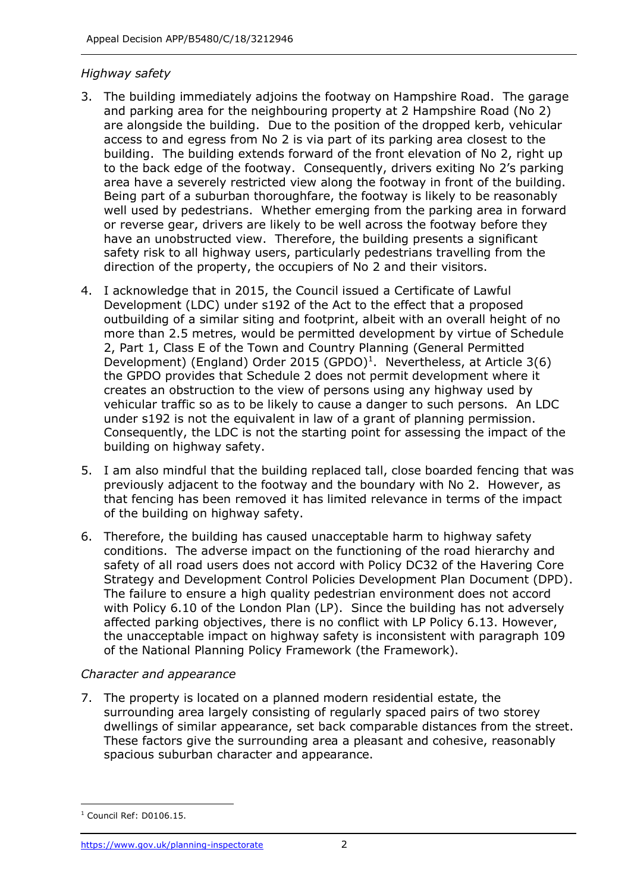*Highway safety*

3. The building immediately adjoins the footway on Hampshire Road. The garage and parking area for the neighbouring property at 2 Hampshire Road (No 2) are alongside the building. Due to the position of the dropped kerb, vehicular access to and egress from No 2 is via part of its parking area closest to the building. The building extends forward of the front elevation of No 2, right up to the back edge of the footway. Consequently, drivers exiting No 2's parking area have a severely restricted view along the footway in front of the building. Being part of a suburban thoroughfare, the footway is likely to be reasonably well used by pedestrians. Whether emerging from the parking area in forward or reverse gear, drivers are likely to be well across the footway before they have an unobstructed view. Therefore, the building presents a significant safety risk to all highway users, particularly pedestrians travelling from the direction of the property, the occupiers of No 2 and their visitors.

4. I acknowledge that in 2015, the Council issued a Certificate of Lawful Development (LDC) under s192 of the Act to the effect that a proposed outbuilding of a similar siting and footprint, albeit with an overall height of no more than 2.5 metres, would be permitted development by virtue of Schedule 2, Part 1, Class E of the Town and Country Planning (General Permitted Development) (England) Order 2015 (GPDO)[1]. Nevertheless, at Article 3(6) the GPDO provides that Schedule 2 does not permit development where it creates an obstruction to the view of persons using any highway used by vehicular traffic so as to be likely to cause a danger to such persons. An LDC under s192 is not the equivalent in law of a grant of planning permission. Consequently, the LDC is not the starting point for assessing the impact of the building on highway safety.

5. I am also mindful that the building replaced tall, close boarded fencing that was previously adjacent to the footway and the boundary with No 2. However, as that fencing has been removed it has limited relevance in terms of the impact of the building on highway safety.

6. Therefore, the building has caused unacceptable harm to highway safety conditions. The adverse impact on the functioning of the road hierarchy and safety of all road users does not accord with Policy DC32 of the Havering Core Strategy and Development Control Policies Development Plan Document (DPD). The failure to ensure a high quality pedestrian environment does not accord with Policy 6.10 of the London Plan (LP). Since the building has not adversely affected parking objectives, there is no conflict with LP Policy 6.13. However, the unacceptable impact on highway safety is inconsistent with paragraph 109 of the National Planning Policy Framework (the Framework).

*Character and appearance*

7. The property is located on a planned modern residential estate, the surrounding area largely consisting of regularly spaced pairs of two storey dwellings of similar appearance, set back comparable distances from the street. These factors give the surrounding area a pleasant and cohesive, reasonably spacious suburban character and appearance.

[1] Council Ref: D0106.15.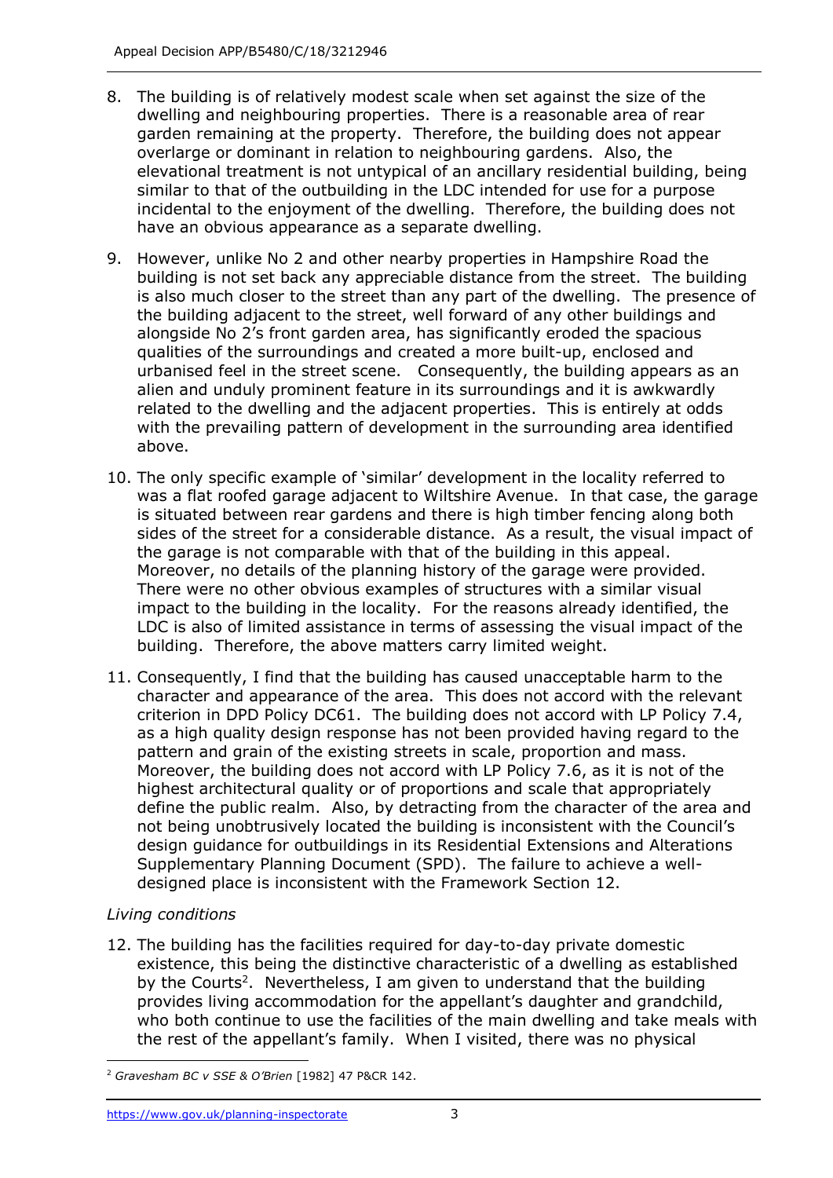8. The building is of relatively modest scale when set against the size of the dwelling and neighbouring properties. There is a reasonable area of rear garden remaining at the property. Therefore, the building does not appear overlarge or dominant in relation to neighbouring gardens. Also, the elevational treatment is not untypical of an ancillary residential building, being similar to that of the outbuilding in the LDC intended for use for a purpose incidental to the enjoyment of the dwelling. Therefore, the building does not have an obvious appearance as a separate dwelling.

9. However, unlike No 2 and other nearby properties in Hampshire Road the building is not set back any appreciable distance from the street. The building is also much closer to the street than any part of the dwelling. The presence of the building adjacent to the street, well forward of any other buildings and alongside No 2's front garden area, has significantly eroded the spacious qualities of the surroundings and created a more built-up, enclosed and urbanised feel in the street scene. Consequently, the building appears as an alien and unduly prominent feature in its surroundings and it is awkwardly related to the dwelling and the adjacent properties. This is entirely at odds with the prevailing pattern of development in the surrounding area identified above.

10. The only specific example of 'similar' development in the locality referred to was a flat roofed garage adjacent to Wiltshire Avenue. In that case, the garage is situated between rear gardens and there is high timber fencing along both sides of the street for a considerable distance. As a result, the visual impact of the garage is not comparable with that of the building in this appeal. Moreover, no details of the planning history of the garage were provided. There were no other obvious examples of structures with a similar visual impact to the building in the locality. For the reasons already identified, the LDC is also of limited assistance in terms of assessing the visual impact of the building. Therefore, the above matters carry limited weight.

11. Consequently, I find that the building has caused unacceptable harm to the character and appearance of the area. This does not accord with the relevant criterion in DPD Policy DC61. The building does not accord with LP Policy 7.4, as a high quality design response has not been provided having regard to the pattern and grain of the existing streets in scale, proportion and mass. Moreover, the building does not accord with LP Policy 7.6, as it is not of the highest architectural quality or of proportions and scale that appropriately define the public realm. Also, by detracting from the character of the area and not being unobtrusively located the building is inconsistent with the Council's design guidance for outbuildings in its Residential Extensions and Alterations Supplementary Planning Document (SPD). The failure to achieve a well-designed place is inconsistent with the Framework Section 12.

*Living conditions*

12. The building has the facilities required for day-to-day private domestic existence, this being the distinctive characteristic of a dwelling as established by the Courts[2]. Nevertheless, I am given to understand that the building provides living accommodation for the appellant's daughter and grandchild, who both continue to use the facilities of the main dwelling and take meals with the rest of the appellant's family. When I visited, there was no physical

[2] *Gravesham BC v SSE & O'Brien* [1982] 47 P&CR 142.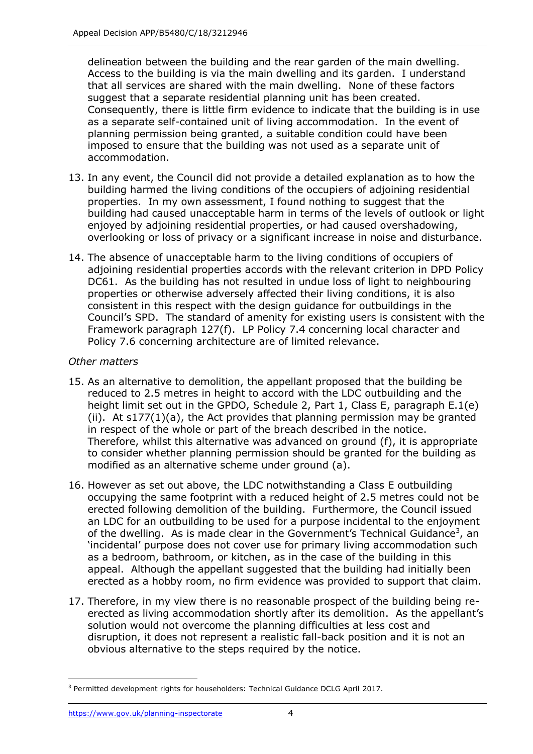delineation between the building and the rear garden of the main dwelling. Access to the building is via the main dwelling and its garden. I understand that all services are shared with the main dwelling. None of these factors suggest that a separate residential planning unit has been created. Consequently, there is little firm evidence to indicate that the building is in use as a separate self-contained unit of living accommodation. In the event of planning permission being granted, a suitable condition could have been imposed to ensure that the building was not used as a separate unit of accommodation.

13. In any event, the Council did not provide a detailed explanation as to how the building harmed the living conditions of the occupiers of adjoining residential properties. In my own assessment, I found nothing to suggest that the building had caused unacceptable harm in terms of the levels of outlook or light enjoyed by adjoining residential properties, or had caused overshadowing, overlooking or loss of privacy or a significant increase in noise and disturbance.

14. The absence of unacceptable harm to the living conditions of occupiers of adjoining residential properties accords with the relevant criterion in DPD Policy DC61. As the building has not resulted in undue loss of light to neighbouring properties or otherwise adversely affected their living conditions, it is also consistent in this respect with the design guidance for outbuildings in the Council's SPD. The standard of amenity for existing users is consistent with the Framework paragraph 127(f). LP Policy 7.4 concerning local character and Policy 7.6 concerning architecture are of limited relevance.

*Other matters*

15. As an alternative to demolition, the appellant proposed that the building be reduced to 2.5 metres in height to accord with the LDC outbuilding and the height limit set out in the GPDO, Schedule 2, Part 1, Class E, paragraph E.1(e)(ii). At s177(1)(a), the Act provides that planning permission may be granted in respect of the whole or part of the breach described in the notice. Therefore, whilst this alternative was advanced on ground (f), it is appropriate to consider whether planning permission should be granted for the building as modified as an alternative scheme under ground (a).

16. However as set out above, the LDC notwithstanding a Class E outbuilding occupying the same footprint with a reduced height of 2.5 metres could not be erected following demolition of the building. Furthermore, the Council issued an LDC for an outbuilding to be used for a purpose incidental to the enjoyment of the dwelling. As is made clear in the Government's Technical Guidance[3], an 'incidental' purpose does not cover use for primary living accommodation such as a bedroom, bathroom, or kitchen, as in the case of the building in this appeal. Although the appellant suggested that the building had initially been erected as a hobby room, no firm evidence was provided to support that claim.

17. Therefore, in my view there is no reasonable prospect of the building being re-erected as living accommodation shortly after its demolition. As the appellant's solution would not overcome the planning difficulties at less cost and disruption, it does not represent a realistic fall-back position and it is not an obvious alternative to the steps required by the notice.

[3] Permitted development rights for householders: Technical Guidance DCLG April 2017.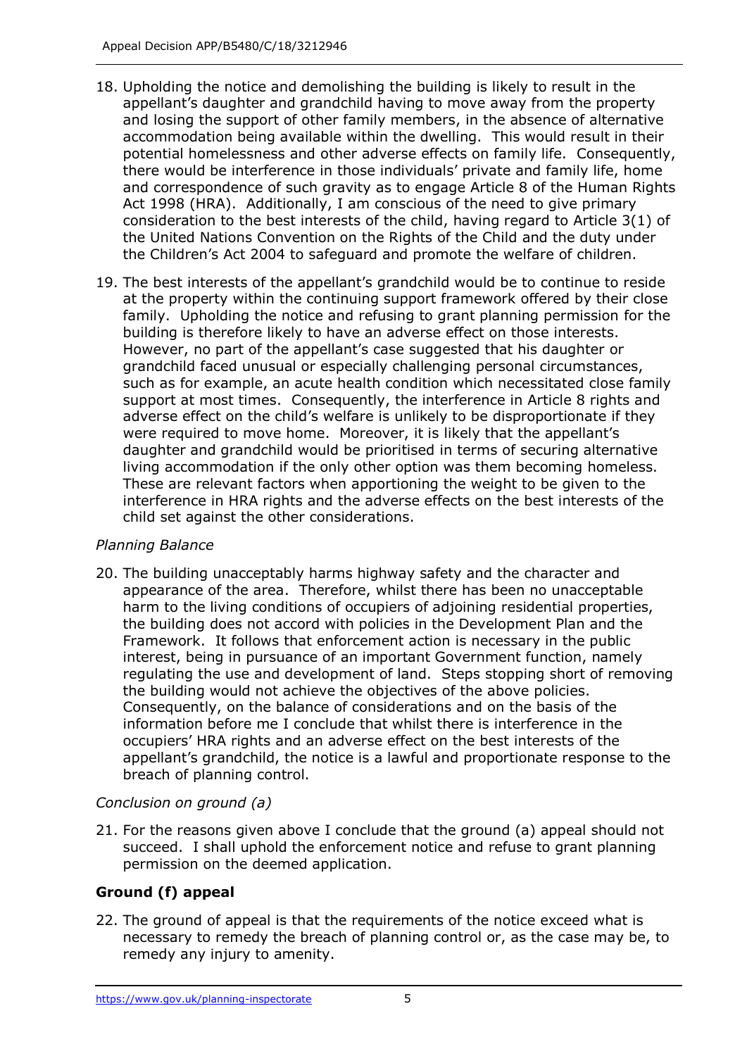18. Upholding the notice and demolishing the building is likely to result in the appellant's daughter and grandchild having to move away from the property and losing the support of other family members, in the absence of alternative accommodation being available within the dwelling. This would result in their potential homelessness and other adverse effects on family life. Consequently, there would be interference in those individuals' private and family life, home and correspondence of such gravity as to engage Article 8 of the Human Rights Act 1998 (HRA). Additionally, I am conscious of the need to give primary consideration to the best interests of the child, having regard to Article 3(1) of the United Nations Convention on the Rights of the Child and the duty under the Children's Act 2004 to safeguard and promote the welfare of children.

19. The best interests of the appellant's grandchild would be to continue to reside at the property within the continuing support framework offered by their close family. Upholding the notice and refusing to grant planning permission for the building is therefore likely to have an adverse effect on those interests. However, no part of the appellant's case suggested that his daughter or grandchild faced unusual or especially challenging personal circumstances, such as for example, an acute health condition which necessitated close family support at most times. Consequently, the interference in Article 8 rights and adverse effect on the child's welfare is unlikely to be disproportionate if they were required to move home. Moreover, it is likely that the appellant's daughter and grandchild would be prioritised in terms of securing alternative living accommodation if the only other option was them becoming homeless. These are relevant factors when apportioning the weight to be given to the interference in HRA rights and the adverse effects on the best interests of the child set against the other considerations.

*Planning Balance*

20. The building unacceptably harms highway safety and the character and appearance of the area. Therefore, whilst there has been no unacceptable harm to the living conditions of occupiers of adjoining residential properties, the building does not accord with policies in the Development Plan and the Framework. It follows that enforcement action is necessary in the public interest, being in pursuance of an important Government function, namely regulating the use and development of land. Steps stopping short of removing the building would not achieve the objectives of the above policies. Consequently, on the balance of considerations and on the basis of the information before me I conclude that whilst there is interference in the occupiers' HRA rights and an adverse effect on the best interests of the appellant's grandchild, the notice is a lawful and proportionate response to the breach of planning control.

*Conclusion on ground (a)*

21. For the reasons given above I conclude that the ground (a) appeal should not succeed. I shall uphold the enforcement notice and refuse to grant planning permission on the deemed application.

**Ground (f) appeal**

22. The ground of appeal is that the requirements of the notice exceed what is necessary to remedy the breach of planning control or, as the case may be, to remedy any injury to amenity.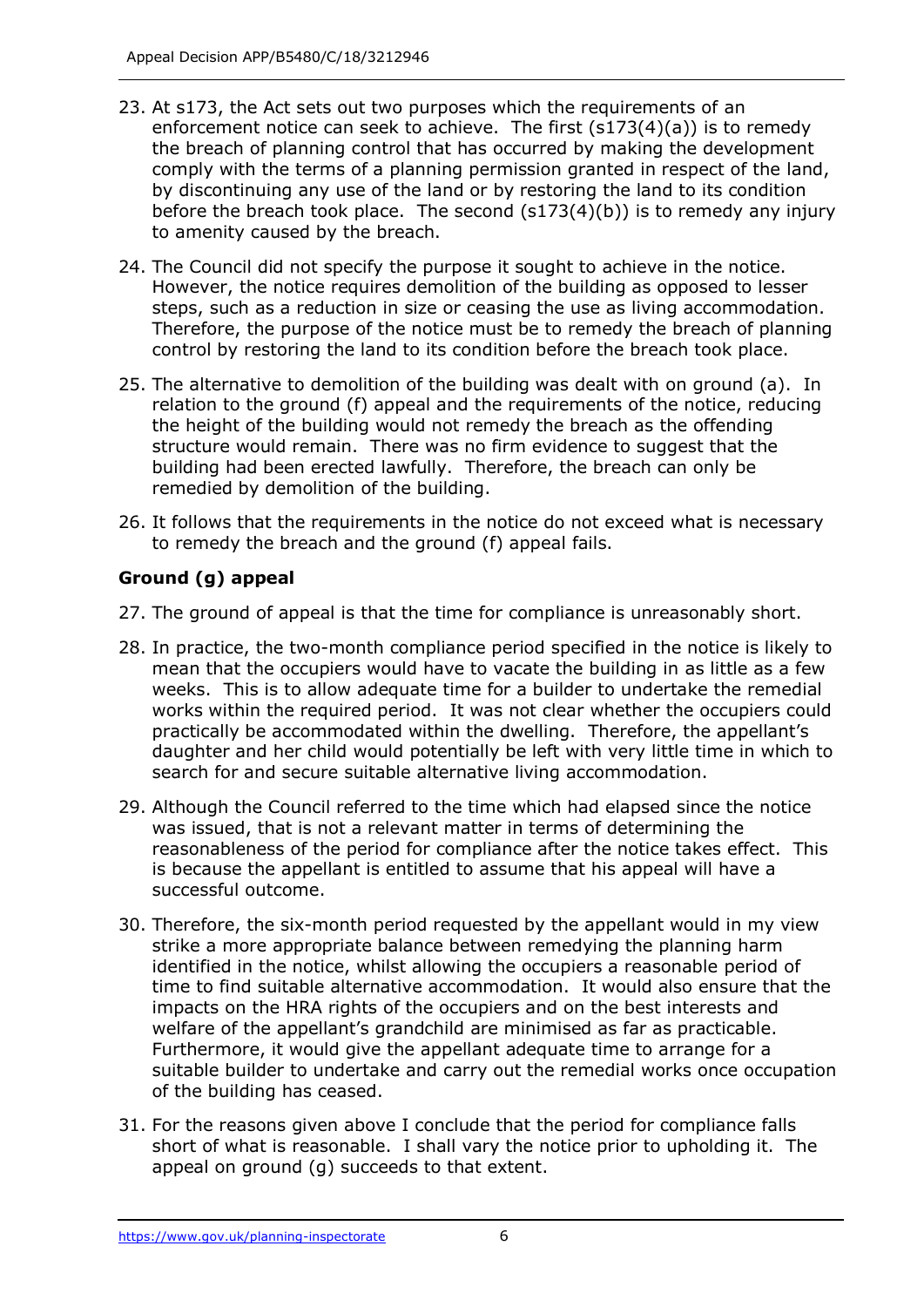23. At s173, the Act sets out two purposes which the requirements of an enforcement notice can seek to achieve. The first (s173(4)(a)) is to remedy the breach of planning control that has occurred by making the development comply with the terms of a planning permission granted in respect of the land, by discontinuing any use of the land or by restoring the land to its condition before the breach took place. The second (s173(4)(b)) is to remedy any injury to amenity caused by the breach.

24. The Council did not specify the purpose it sought to achieve in the notice. However, the notice requires demolition of the building as opposed to lesser steps, such as a reduction in size or ceasing the use as living accommodation. Therefore, the purpose of the notice must be to remedy the breach of planning control by restoring the land to its condition before the breach took place.

25. The alternative to demolition of the building was dealt with on ground (a). In relation to the ground (f) appeal and the requirements of the notice, reducing the height of the building would not remedy the breach as the offending structure would remain. There was no firm evidence to suggest that the building had been erected lawfully. Therefore, the breach can only be remedied by demolition of the building.

26. It follows that the requirements in the notice do not exceed what is necessary to remedy the breach and the ground (f) appeal fails.

**Ground (g) appeal**

27. The ground of appeal is that the time for compliance is unreasonably short.

28. In practice, the two-month compliance period specified in the notice is likely to mean that the occupiers would have to vacate the building in as little as a few weeks. This is to allow adequate time for a builder to undertake the remedial works within the required period. It was not clear whether the occupiers could practically be accommodated within the dwelling. Therefore, the appellant's daughter and her child would potentially be left with very little time in which to search for and secure suitable alternative living accommodation.

29. Although the Council referred to the time which had elapsed since the notice was issued, that is not a relevant matter in terms of determining the reasonableness of the period for compliance after the notice takes effect. This is because the appellant is entitled to assume that his appeal will have a successful outcome.

30. Therefore, the six-month period requested by the appellant would in my view strike a more appropriate balance between remedying the planning harm identified in the notice, whilst allowing the occupiers a reasonable period of time to find suitable alternative accommodation. It would also ensure that the impacts on the HRA rights of the occupiers and on the best interests and welfare of the appellant's grandchild are minimised as far as practicable. Furthermore, it would give the appellant adequate time to arrange for a suitable builder to undertake and carry out the remedial works once occupation of the building has ceased.

31. For the reasons given above I conclude that the period for compliance falls short of what is reasonable. I shall vary the notice prior to upholding it. The appeal on ground (g) succeeds to that extent.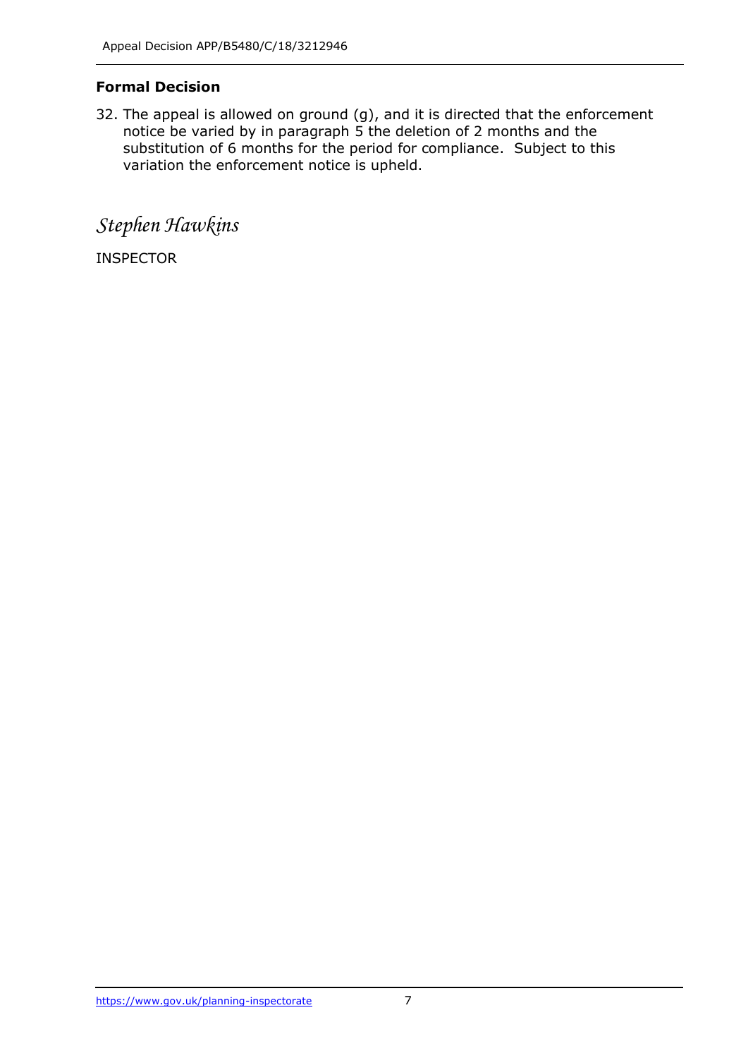### **Formal Decision**

32. The appeal is allowed on ground (g), and it is directed that the enforcement notice be varied by in paragraph 5 the deletion of 2 months and the substitution of 6 months for the period for compliance. Subject to this variation the enforcement notice is upheld.

*Stephen Hawkins*

INSPECTOR